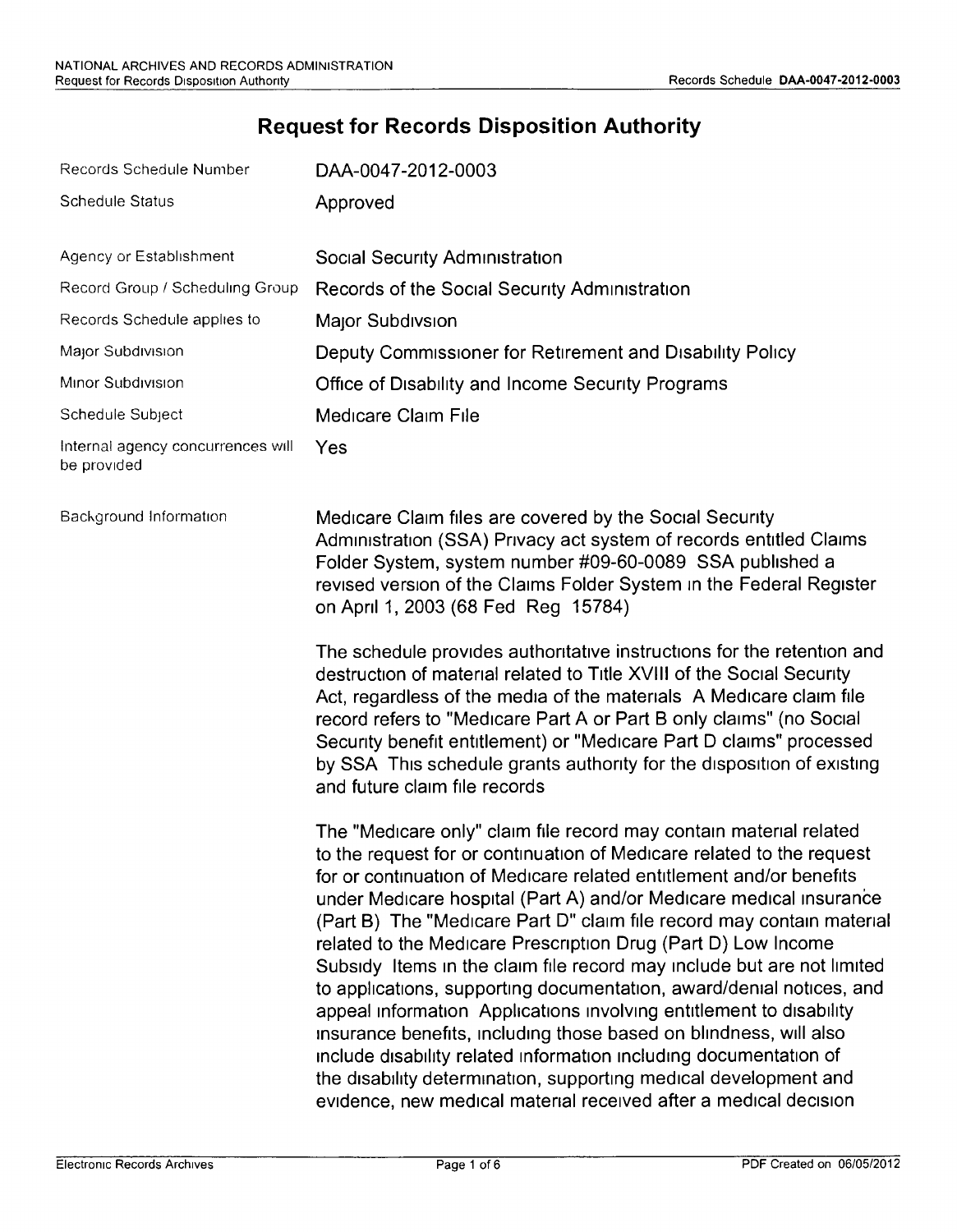# Request for Records Disposition Authority

| | |
|---|---|
| Records Schedule Number | DAA-0047-2012-0003 |
| Schedule Status | Approved |
| Agency or Establishment | Social Security Administration |
| Record Group / Scheduling Group | Records of the Social Security Administration |
| Records Schedule applies to | Major Subdivsion |
| Major Subdivision | Deputy Commissioner for Retirement and Disability Policy |
| Minor Subdivision | Office of Disability and Income Security Programs |
| Schedule Subject | Medicare Claim File |
| Internal agency concurrences will be provided | Yes |

Background Information

Medicare Claim files are covered by the Social Security Administration (SSA) Privacy act system of records entitled Claims Folder System, system number #09-60-0089 SSA published a revised version of the Claims Folder System in the Federal Register on April 1, 2003 (68 Fed Reg 15784)

The schedule provides authoritative instructions for the retention and destruction of material related to Title XVIII of the Social Security Act, regardless of the media of the materials A Medicare claim file record refers to "Medicare Part A or Part B only claims" (no Social Security benefit entitlement) or "Medicare Part D claims" processed by SSA This schedule grants authority for the disposition of existing and future claim file records

The "Medicare only" claim file record may contain material related to the request for or continuation of Medicare related to the request for or continuation of Medicare related entitlement and/or benefits under Medicare hospital (Part A) and/or Medicare medical insurance (Part B) The "Medicare Part D" claim file record may contain material related to the Medicare Prescription Drug (Part D) Low Income Subsidy Items in the claim file record may include but are not limited to applications, supporting documentation, award/denial notices, and appeal information Applications involving entitlement to disability insurance benefits, including those based on blindness, will also include disability related information including documentation of the disability determination, supporting medical development and evidence, new medical material received after a medical decision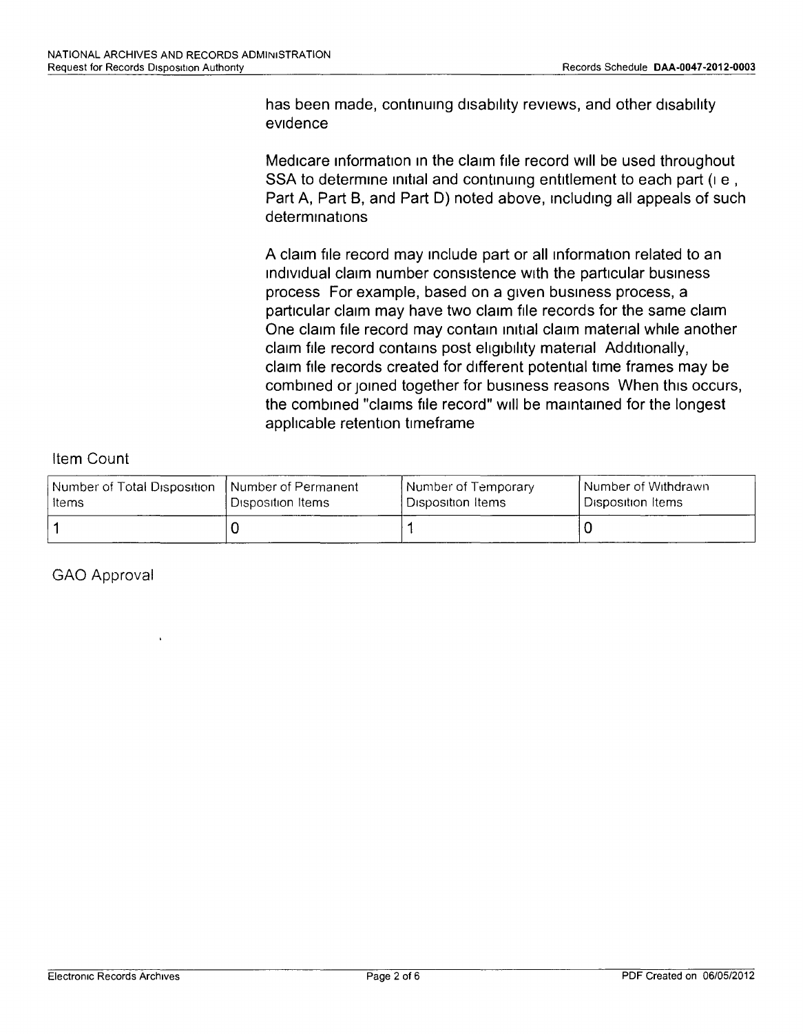has been made, continuing disability reviews, and other disability evidence

Medicare information in the claim file record will be used throughout SSA to determine initial and continuing entitlement to each part (i e , Part A, Part B, and Part D) noted above, including all appeals of such determinations

A claim file record may include part or all information related to an individual claim number consistence with the particular business process For example, based on a given business process, a particular claim may have two claim file records for the same claim One claim file record may contain initial claim material while another claim file record contains post eligibility material Additionally, claim file records created for different potential time frames may be combined or joined together for business reasons When this occurs, the combined "claims file record" will be maintained for the longest applicable retention timeframe

Item Count

| Number of Total Disposition Items | Number of Permanent Disposition Items | Number of Temporary Disposition Items | Number of Withdrawn Disposition Items |
|---|---|---|---|
| 1 | 0 | 1 | 0 |

GAO Approval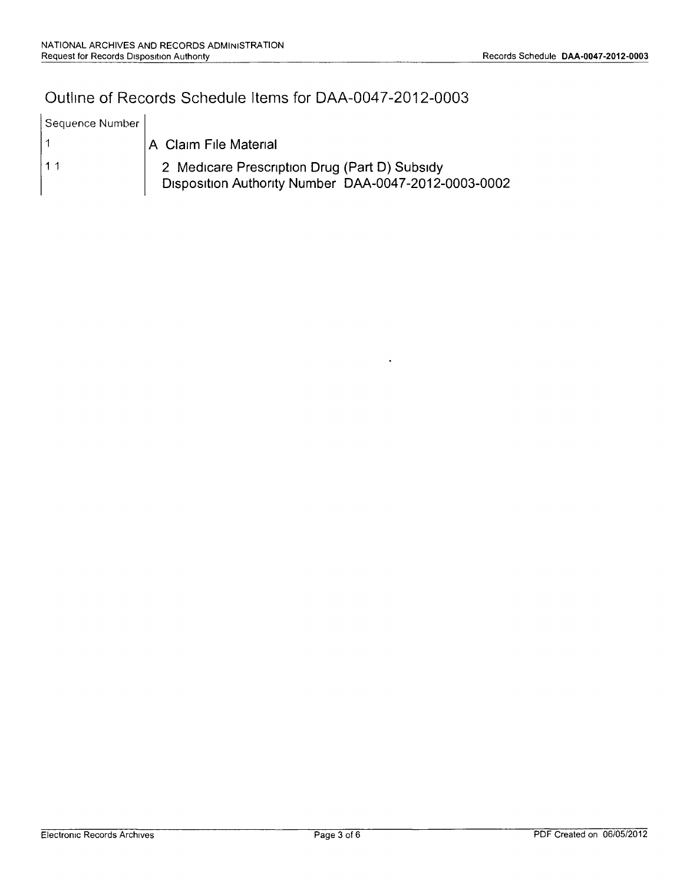# Outline of Records Schedule Items for DAA-0047-2012-0003

| Sequence Number | |
|---|---|
| 1 | A Claim File Material |
| 1 1 | 2 Medicare Prescription Drug (Part D) Subsidy<br>Disposition Authority Number DAA-0047-2012-0003-0002 |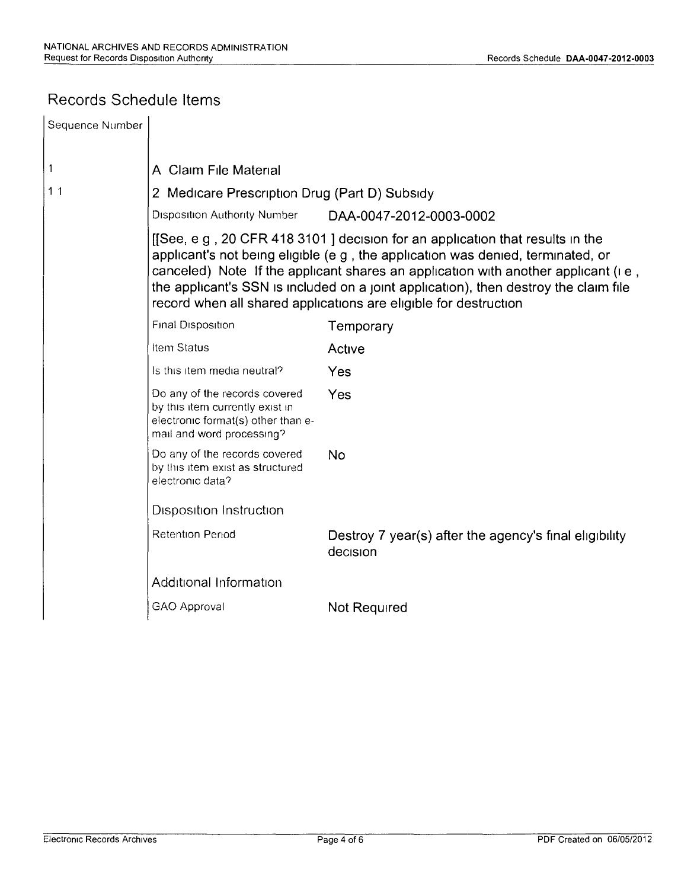## Records Schedule Items

| Sequence Number | | |
|---|---|---|
| 1 | A Claim File Material | |
| 1 1 | 2 Medicare Prescription Drug (Part D) Subsidy | |
| | Disposition Authority Number | DAA-0047-2012-0003-0002 |
| | [[See, e g , 20 CFR 418 3101 ] decision for an application that results in the applicant's not being eligible (e g , the application was denied, terminated, or canceled) Note If the applicant shares an application with another applicant (i e , the applicant's SSN is included on a joint application), then destroy the claim file record when all shared applications are eligible for destruction | |
| | Final Disposition | Temporary |
| | Item Status | Active |
| | Is this item media neutral? | Yes |
| | Do any of the records covered by this item currently exist in electronic format(s) other than e-mail and word processing? | Yes |
| | Do any of the records covered by this item exist as structured electronic data? | No |
| | **Disposition Instruction** | |
| | Retention Period | Destroy 7 year(s) after the agency's final eligibility decision |
| | **Additional Information** | |
| | GAO Approval | Not Required |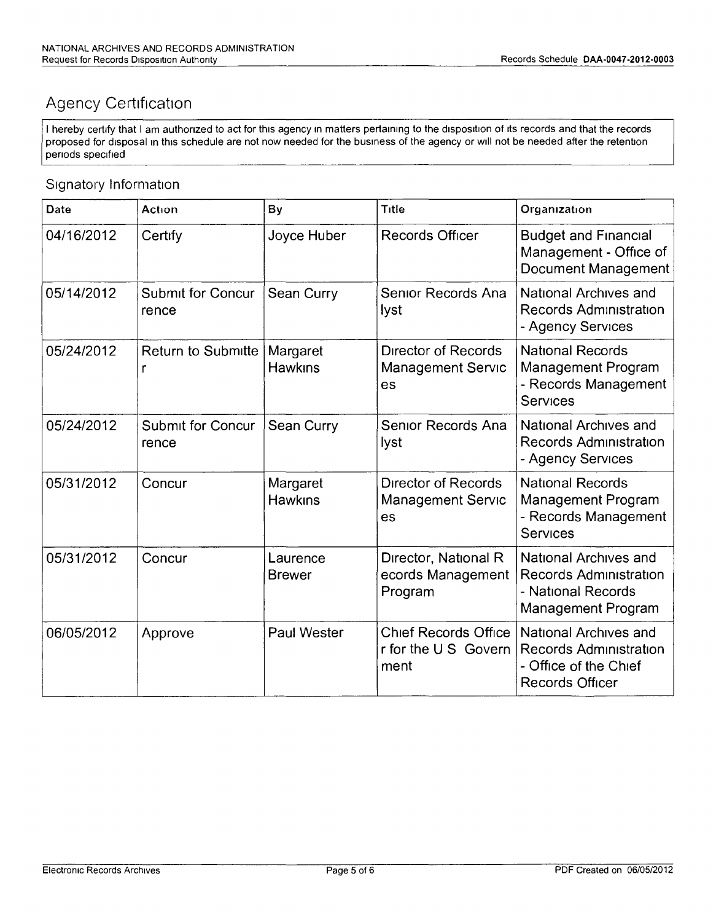## Agency Certification

I hereby certify that I am authorized to act for this agency in matters pertaining to the disposition of its records and that the records proposed for disposal in this schedule are not now needed for the business of the agency or will not be needed after the retention periods specified

### Signatory Information

| Date | Action | By | Title | Organization |
|---|---|---|---|---|
| 04/16/2012 | Certify | Joyce Huber | Records Officer | Budget and Financial Management - Office of Document Management |
| 05/14/2012 | Submit for Concurrence | Sean Curry | Senior Records Analyst | National Archives and Records Administration - Agency Services |
| 05/24/2012 | Return to Submitter | Margaret Hawkins | Director of Records Management Services | National Records Management Program - Records Management Services |
| 05/24/2012 | Submit for Concurrence | Sean Curry | Senior Records Analyst | National Archives and Records Administration - Agency Services |
| 05/31/2012 | Concur | Margaret Hawkins | Director of Records Management Services | National Records Management Program - Records Management Services |
| 05/31/2012 | Concur | Laurence Brewer | Director, National Records Management Program | National Archives and Records Administration - National Records Management Program |
| 06/05/2012 | Approve | Paul Wester | Chief Records Officer for the U S Government | National Archives and Records Administration - Office of the Chief Records Officer |